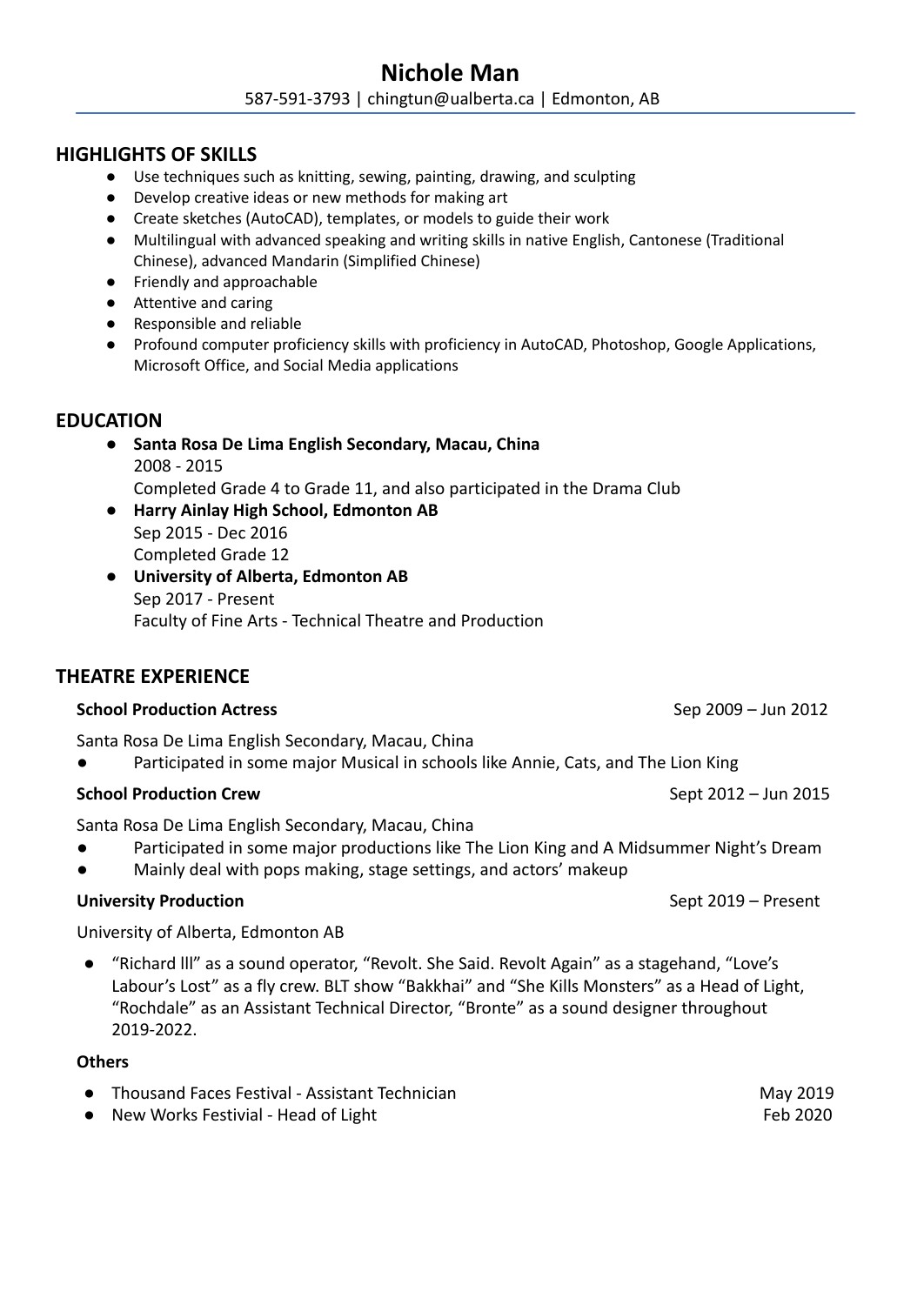# Nichole Man

587-591-3793 | chingtun@ualberta.ca | Edmonton, AB

## HIGHLIGHTS OF SKILLS

- Use techniques such as knitting, sewing, painting, drawing, and sculpting
- Develop creative ideas or new methods for making art
- Create sketches (AutoCAD), templates, or models to guide their work
- Multilingual with advanced speaking and writing skills in native English, Cantonese (Traditional Chinese), advanced Mandarin (Simplified Chinese)
- Friendly and approachable
- Attentive and caring
- Responsible and reliable
- Profound computer proficiency skills with proficiency in AutoCAD, Photoshop, Google Applications, Microsoft Office, and Social Media applications

## EDUCATION

- **Santa Rosa De Lima English Secondary, Macau, China**
  2008 - 2015
  Completed Grade 4 to Grade 11, and also participated in the Drama Club
- **Harry Ainlay High School, Edmonton AB**
  Sep 2015 - Dec 2016
  Completed Grade 12
- **University of Alberta, Edmonton AB**
  Sep 2017 - Present
  Faculty of Fine Arts - Technical Theatre and Production

## THEATRE EXPERIENCE

**School Production Actress** Sep 2009 – Jun 2012

Santa Rosa De Lima English Secondary, Macau, China

- Participated in some major Musical in schools like Annie, Cats, and The Lion King

**School Production Crew** Sept 2012 – Jun 2015

Santa Rosa De Lima English Secondary, Macau, China

- Participated in some major productions like The Lion King and A Midsummer Night's Dream
- Mainly deal with pops making, stage settings, and actors' makeup

**University Production** Sept 2019 – Present

University of Alberta, Edmonton AB

- "Richard lll" as a sound operator, "Revolt. She Said. Revolt Again" as a stagehand, "Love's Labour's Lost" as a fly crew. BLT show "Bakkhai" and "She Kills Monsters" as a Head of Light, "Rochdale" as an Assistant Technical Director, "Bronte" as a sound designer throughout 2019-2022.

**Others**

- Thousand Faces Festival - Assistant Technician May 2019
- New Works Festivial - Head of Light Feb 2020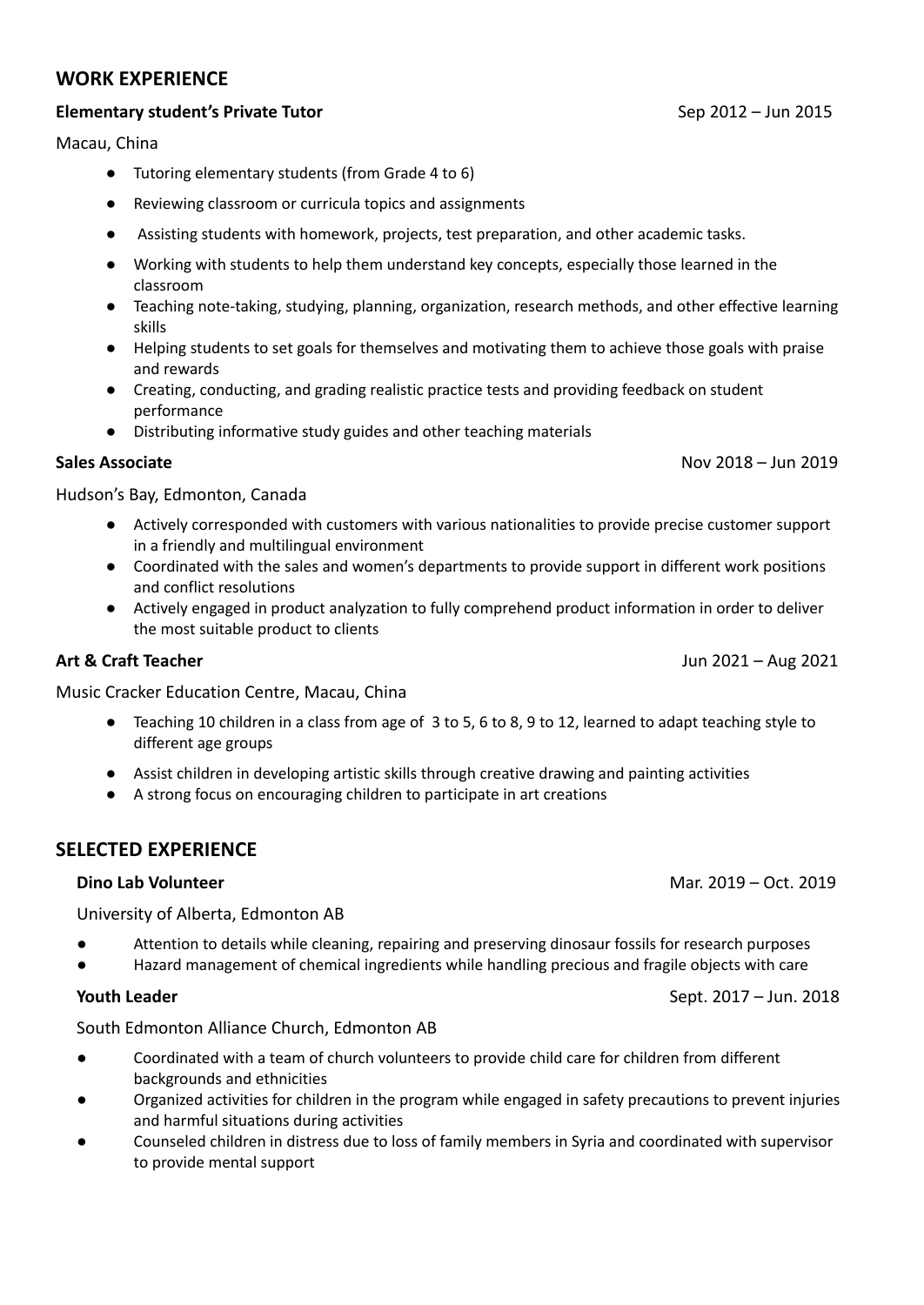## WORK EXPERIENCE

**Elementary student's Private Tutor** Sep 2012 – Jun 2015

Macau, China

- Tutoring elementary students (from Grade 4 to 6)
- Reviewing classroom or curricula topics and assignments
- Assisting students with homework, projects, test preparation, and other academic tasks.
- Working with students to help them understand key concepts, especially those learned in the classroom
- Teaching note-taking, studying, planning, organization, research methods, and other effective learning skills
- Helping students to set goals for themselves and motivating them to achieve those goals with praise and rewards
- Creating, conducting, and grading realistic practice tests and providing feedback on student performance
- Distributing informative study guides and other teaching materials

**Sales Associate** Nov 2018 – Jun 2019

Hudson's Bay, Edmonton, Canada

- Actively corresponded with customers with various nationalities to provide precise customer support in a friendly and multilingual environment
- Coordinated with the sales and women's departments to provide support in different work positions and conflict resolutions
- Actively engaged in product analyzation to fully comprehend product information in order to deliver the most suitable product to clients

**Art & Craft Teacher** Jun 2021 – Aug 2021

Music Cracker Education Centre, Macau, China

- Teaching 10 children in a class from age of 3 to 5, 6 to 8, 9 to 12, learned to adapt teaching style to different age groups
- Assist children in developing artistic skills through creative drawing and painting activities
- A strong focus on encouraging children to participate in art creations

## SELECTED EXPERIENCE

**Dino Lab Volunteer** Mar. 2019 – Oct. 2019

University of Alberta, Edmonton AB

- Attention to details while cleaning, repairing and preserving dinosaur fossils for research purposes
- Hazard management of chemical ingredients while handling precious and fragile objects with care

**Youth Leader** Sept. 2017 – Jun. 2018

South Edmonton Alliance Church, Edmonton AB

- Coordinated with a team of church volunteers to provide child care for children from different backgrounds and ethnicities
- Organized activities for children in the program while engaged in safety precautions to prevent injuries and harmful situations during activities
- Counseled children in distress due to loss of family members in Syria and coordinated with supervisor to provide mental support